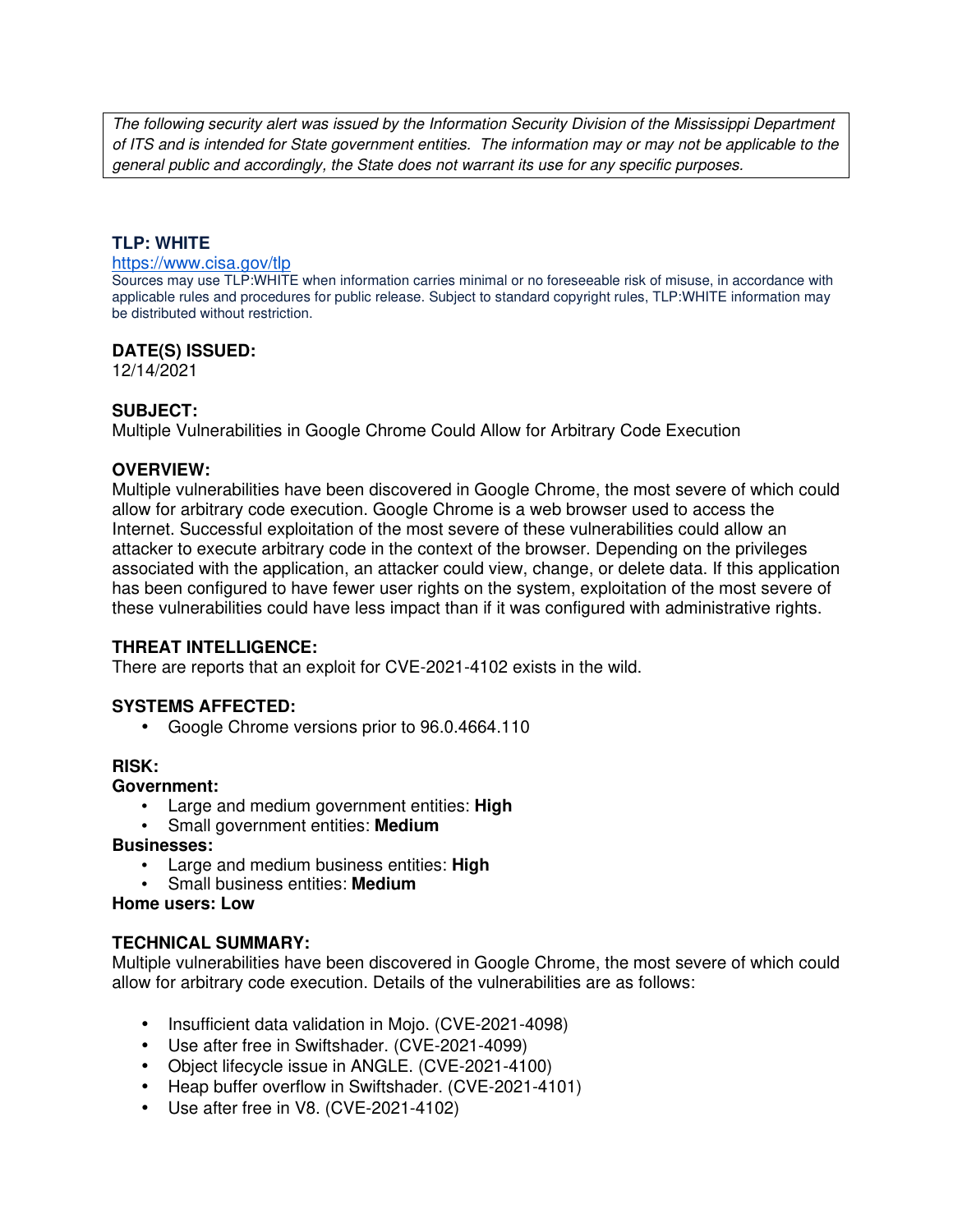*The following security alert was issued by the Information Security Division of the Mississippi Department of ITS and is intended for State government entities. The information may or may not be applicable to the general public and accordingly, the State does not warrant its use for any specific purposes.*

**TLP: WHITE**

https://www.cisa.gov/tlp

Sources may use TLP:WHITE when information carries minimal or no foreseeable risk of misuse, in accordance with applicable rules and procedures for public release. Subject to standard copyright rules, TLP:WHITE information may be distributed without restriction.

**DATE(S) ISSUED:**

12/14/2021

**SUBJECT:**

Multiple Vulnerabilities in Google Chrome Could Allow for Arbitrary Code Execution

**OVERVIEW:**

Multiple vulnerabilities have been discovered in Google Chrome, the most severe of which could allow for arbitrary code execution. Google Chrome is a web browser used to access the Internet. Successful exploitation of the most severe of these vulnerabilities could allow an attacker to execute arbitrary code in the context of the browser. Depending on the privileges associated with the application, an attacker could view, change, or delete data. If this application has been configured to have fewer user rights on the system, exploitation of the most severe of these vulnerabilities could have less impact than if it was configured with administrative rights.

**THREAT INTELLIGENCE:**

There are reports that an exploit for CVE-2021-4102 exists in the wild.

**SYSTEMS AFFECTED:**

- Google Chrome versions prior to 96.0.4664.110

**RISK:**

**Government:**

- Large and medium government entities: **High**
- Small government entities: **Medium**

**Businesses:**

- Large and medium business entities: **High**
- Small business entities: **Medium**

**Home users: Low**

**TECHNICAL SUMMARY:**

Multiple vulnerabilities have been discovered in Google Chrome, the most severe of which could allow for arbitrary code execution. Details of the vulnerabilities are as follows:

- Insufficient data validation in Mojo. (CVE-2021-4098)
- Use after free in Swiftshader. (CVE-2021-4099)
- Object lifecycle issue in ANGLE. (CVE-2021-4100)
- Heap buffer overflow in Swiftshader. (CVE-2021-4101)
- Use after free in V8. (CVE-2021-4102)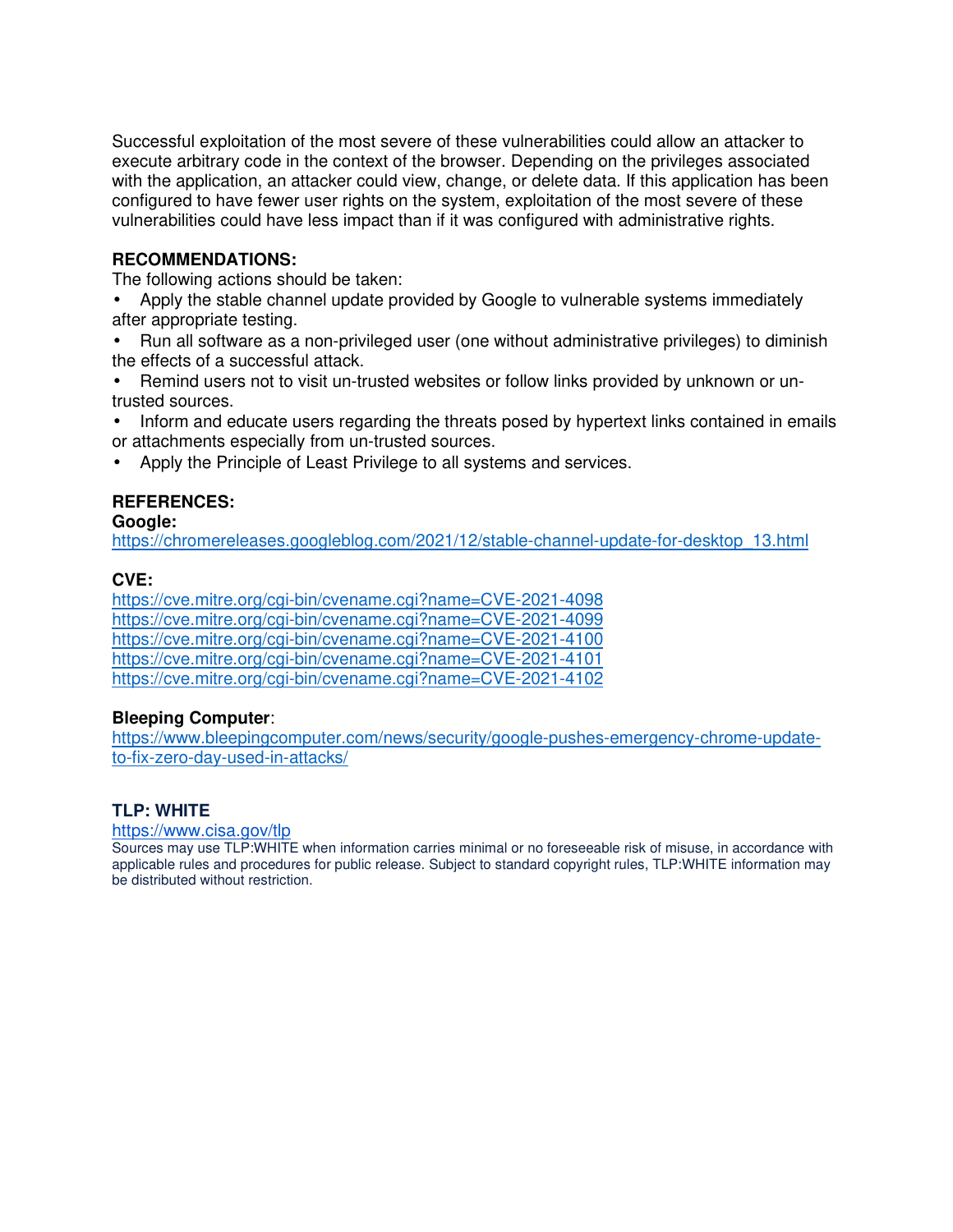Successful exploitation of the most severe of these vulnerabilities could allow an attacker to execute arbitrary code in the context of the browser. Depending on the privileges associated with the application, an attacker could view, change, or delete data. If this application has been configured to have fewer user rights on the system, exploitation of the most severe of these vulnerabilities could have less impact than if it was configured with administrative rights.

**RECOMMENDATIONS:**

The following actions should be taken:

- Apply the stable channel update provided by Google to vulnerable systems immediately after appropriate testing.
- Run all software as a non-privileged user (one without administrative privileges) to diminish the effects of a successful attack.
- Remind users not to visit un-trusted websites or follow links provided by unknown or un-trusted sources.
- Inform and educate users regarding the threats posed by hypertext links contained in emails or attachments especially from un-trusted sources.
- Apply the Principle of Least Privilege to all systems and services.

**REFERENCES:**

**Google:**

https://chromereleases.googleblog.com/2021/12/stable-channel-update-for-desktop_13.html

**CVE:**

https://cve.mitre.org/cgi-bin/cvename.cgi?name=CVE-2021-4098
https://cve.mitre.org/cgi-bin/cvename.cgi?name=CVE-2021-4099
https://cve.mitre.org/cgi-bin/cvename.cgi?name=CVE-2021-4100
https://cve.mitre.org/cgi-bin/cvename.cgi?name=CVE-2021-4101
https://cve.mitre.org/cgi-bin/cvename.cgi?name=CVE-2021-4102

**Bleeping Computer**:

https://www.bleepingcomputer.com/news/security/google-pushes-emergency-chrome-update-to-fix-zero-day-used-in-attacks/

**TLP: WHITE**

https://www.cisa.gov/tlp

Sources may use TLP:WHITE when information carries minimal or no foreseeable risk of misuse, in accordance with applicable rules and procedures for public release. Subject to standard copyright rules, TLP:WHITE information may be distributed without restriction.